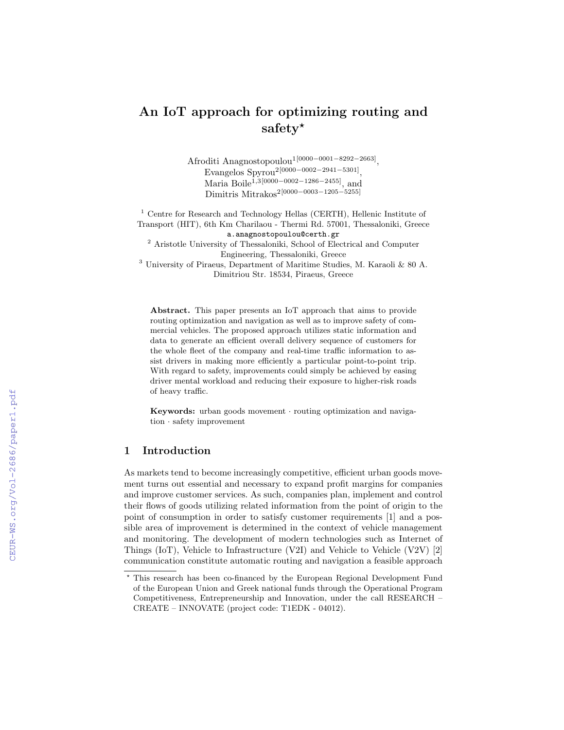# An IoT approach for optimizing routing and safety*

Afroditi Anagnostopoulou[1[0000-0001-8292-2663]], Evangelos Spyrou[2[0000-0002-2941-5301]], Maria Boile[1,3[0000-0002-1286-2455]], and Dimitris Mitrakos[2[0000-0003-1205-5255]]

[1] Centre for Research and Technology Hellas (CERTH), Hellenic Institute of Transport (HIT), 6th Km Charilaou - Thermi Rd. 57001, Thessaloniki, Greece
a.anagnostopoulou@certh.gr

[2] Aristotle University of Thessaloniki, School of Electrical and Computer Engineering, Thessaloniki, Greece

[3] University of Piraeus, Department of Maritime Studies, M. Karaoli & 80 A. Dimitriou Str. 18534, Piraeus, Greece

**Abstract.** This paper presents an IoT approach that aims to provide routing optimization and navigation as well as to improve safety of commercial vehicles. The proposed approach utilizes static information and data to generate an efficient overall delivery sequence of customers for the whole fleet of the company and real-time traffic information to assist drivers in making more efficiently a particular point-to-point trip. With regard to safety, improvements could simply be achieved by easing driver mental workload and reducing their exposure to higher-risk roads of heavy traffic.

**Keywords:** urban goods movement · routing optimization and navigation · safety improvement

## 1 Introduction

As markets tend to become increasingly competitive, efficient urban goods movement turns out essential and necessary to expand profit margins for companies and improve customer services. As such, companies plan, implement and control their flows of goods utilizing related information from the point of origin to the point of consumption in order to satisfy customer requirements [1] and a possible area of improvement is determined in the context of vehicle management and monitoring. The development of modern technologies such as Internet of Things (IoT), Vehicle to Infrastructure (V2I) and Vehicle to Vehicle (V2V) [2] communication constitute automatic routing and navigation a feasible approach

* This research has been co-financed by the European Regional Development Fund of the European Union and Greek national funds through the Operational Program Competitiveness, Entrepreneurship and Innovation, under the call RESEARCH – CREATE – INNOVATE (project code: T1EDK - 04012).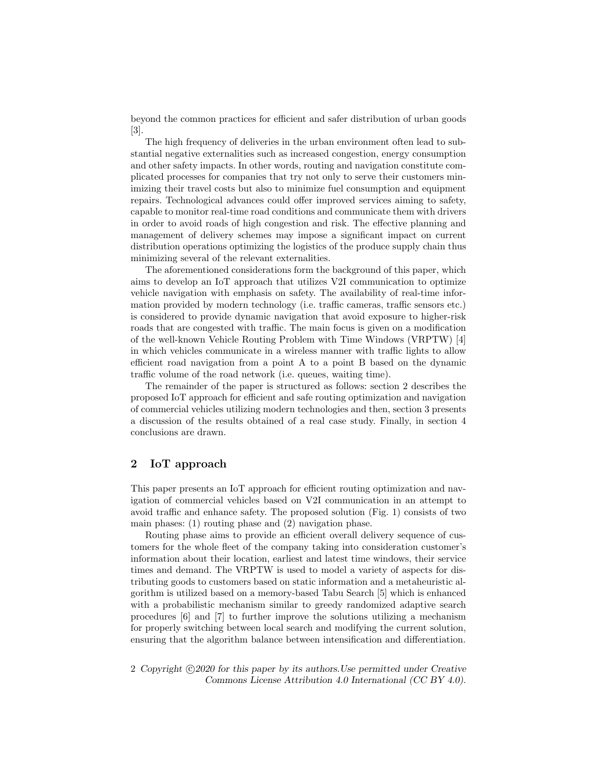beyond the common practices for efficient and safer distribution of urban goods [3].

The high frequency of deliveries in the urban environment often lead to substantial negative externalities such as increased congestion, energy consumption and other safety impacts. In other words, routing and navigation constitute complicated processes for companies that try not only to serve their customers minimizing their travel costs but also to minimize fuel consumption and equipment repairs. Technological advances could offer improved services aiming to safety, capable to monitor real-time road conditions and communicate them with drivers in order to avoid roads of high congestion and risk. The effective planning and management of delivery schemes may impose a significant impact on current distribution operations optimizing the logistics of the produce supply chain thus minimizing several of the relevant externalities.

The aforementioned considerations form the background of this paper, which aims to develop an IoT approach that utilizes V2I communication to optimize vehicle navigation with emphasis on safety. The availability of real-time information provided by modern technology (i.e. traffic cameras, traffic sensors etc.) is considered to provide dynamic navigation that avoid exposure to higher-risk roads that are congested with traffic. The main focus is given on a modification of the well-known Vehicle Routing Problem with Time Windows (VRPTW) [4] in which vehicles communicate in a wireless manner with traffic lights to allow efficient road navigation from a point A to a point B based on the dynamic traffic volume of the road network (i.e. queues, waiting time).

The remainder of the paper is structured as follows: section 2 describes the proposed IoT approach for efficient and safe routing optimization and navigation of commercial vehicles utilizing modern technologies and then, section 3 presents a discussion of the results obtained of a real case study. Finally, in section 4 conclusions are drawn.

## 2 IoT approach

This paper presents an IoT approach for efficient routing optimization and navigation of commercial vehicles based on V2I communication in an attempt to avoid traffic and enhance safety. The proposed solution (Fig. 1) consists of two main phases: (1) routing phase and (2) navigation phase.

Routing phase aims to provide an efficient overall delivery sequence of customers for the whole fleet of the company taking into consideration customer's information about their location, earliest and latest time windows, their service times and demand. The VRPTW is used to model a variety of aspects for distributing goods to customers based on static information and a metaheuristic algorithm is utilized based on a memory-based Tabu Search [5] which is enhanced with a probabilistic mechanism similar to greedy randomized adaptive search procedures [6] and [7] to further improve the solutions utilizing a mechanism for properly switching between local search and modifying the current solution, ensuring that the algorithm balance between intensification and differentiation.

*Copyright ©2020 for this paper by its authors.Use permitted under Creative Commons License Attribution 4.0 International (CC BY 4.0).*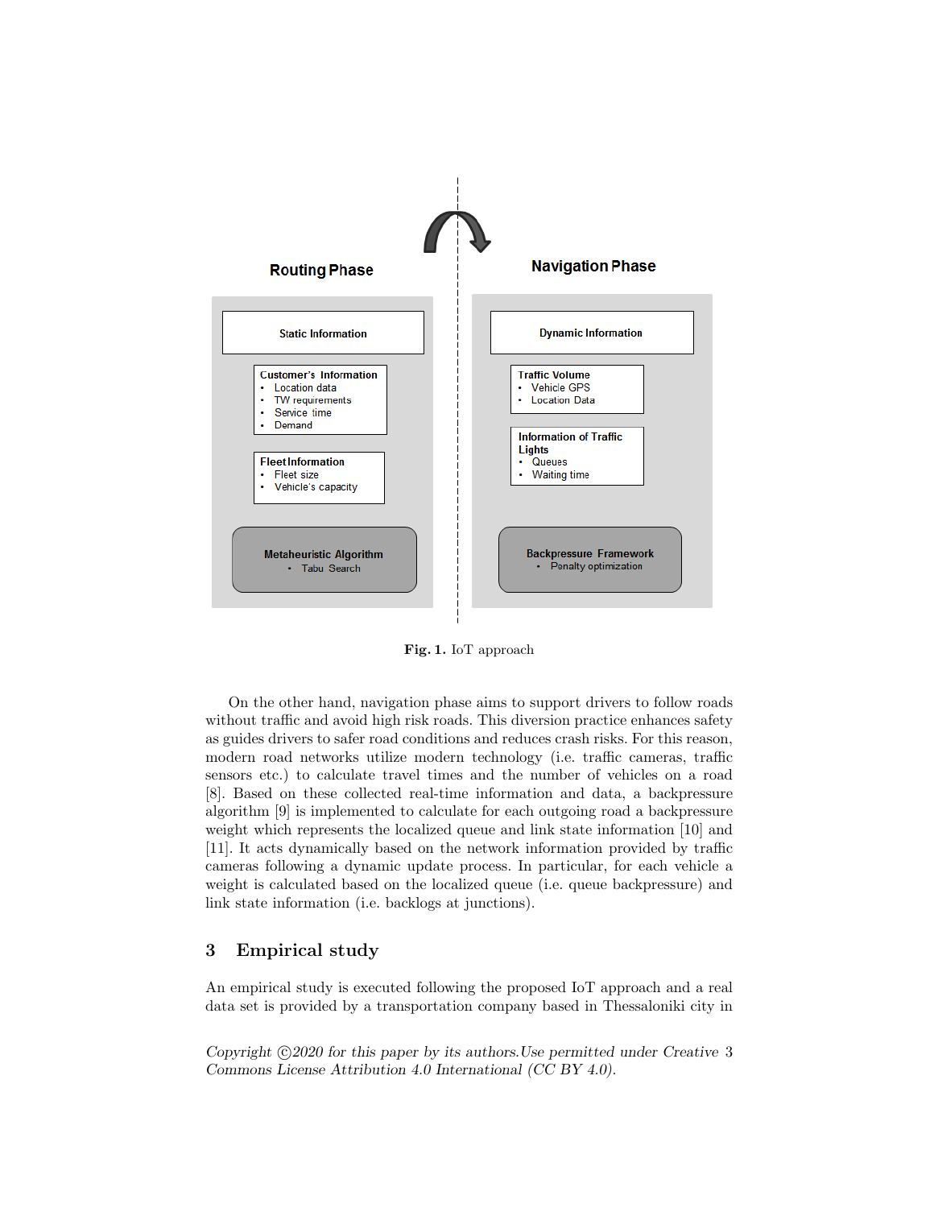**Fig. 1.** IoT approach

On the other hand, navigation phase aims to support drivers to follow roads without traffic and avoid high risk roads. This diversion practice enhances safety as guides drivers to safer road conditions and reduces crash risks. For this reason, modern road networks utilize modern technology (i.e. traffic cameras, traffic sensors etc.) to calculate travel times and the number of vehicles on a road [8]. Based on these collected real-time information and data, a backpressure algorithm [9] is implemented to calculate for each outgoing road a backpressure weight which represents the localized queue and link state information [10] and [11]. It acts dynamically based on the network information provided by traffic cameras following a dynamic update process. In particular, for each vehicle a weight is calculated based on the localized queue (i.e. queue backpressure) and link state information (i.e. backlogs at junctions).

## 3 Empirical study

An empirical study is executed following the proposed IoT approach and a real data set is provided by a transportation company based in Thessaloniki city in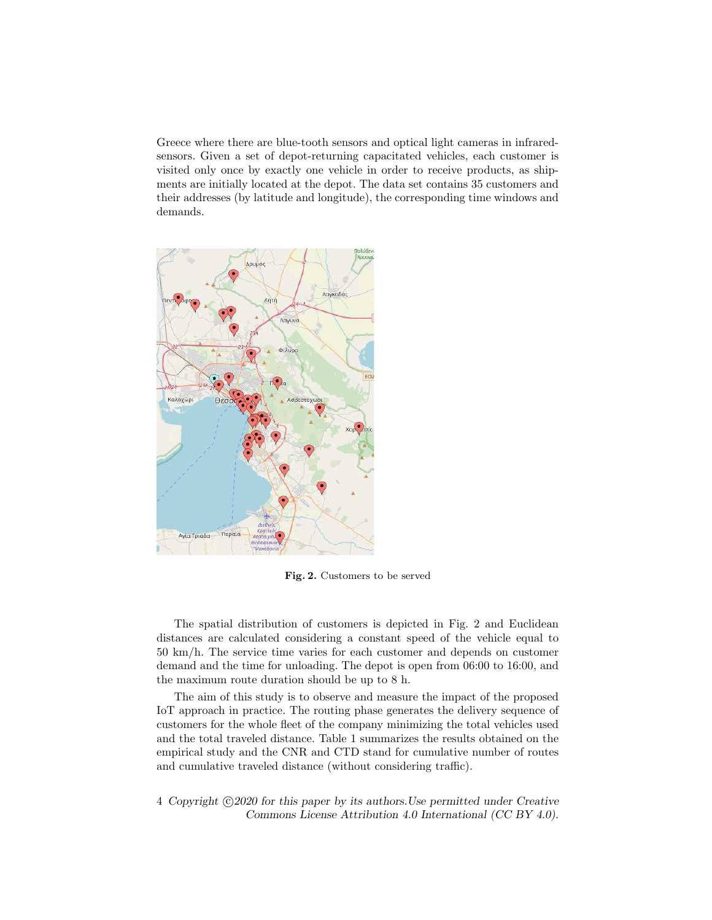Greece where there are blue-tooth sensors and optical light cameras in infrared-sensors. Given a set of depot-returning capacitated vehicles, each customer is visited only once by exactly one vehicle in order to receive products, as shipments are initially located at the depot. The data set contains 35 customers and their addresses (by latitude and longitude), the corresponding time windows and demands.

**Fig. 2.** Customers to be served

The spatial distribution of customers is depicted in Fig. 2 and Euclidean distances are calculated considering a constant speed of the vehicle equal to 50 km/h. The service time varies for each customer and depends on customer demand and the time for unloading. The depot is open from 06:00 to 16:00, and the maximum route duration should be up to 8 h.

The aim of this study is to observe and measure the impact of the proposed IoT approach in practice. The routing phase generates the delivery sequence of customers for the whole fleet of the company minimizing the total vehicles used and the total traveled distance. Table 1 summarizes the results obtained on the empirical study and the CNR and CTD stand for cumulative number of routes and cumulative traveled distance (without considering traffic).

*Copyright ©2020 for this paper by its authors. Use permitted under Creative Commons License Attribution 4.0 International (CC BY 4.0).*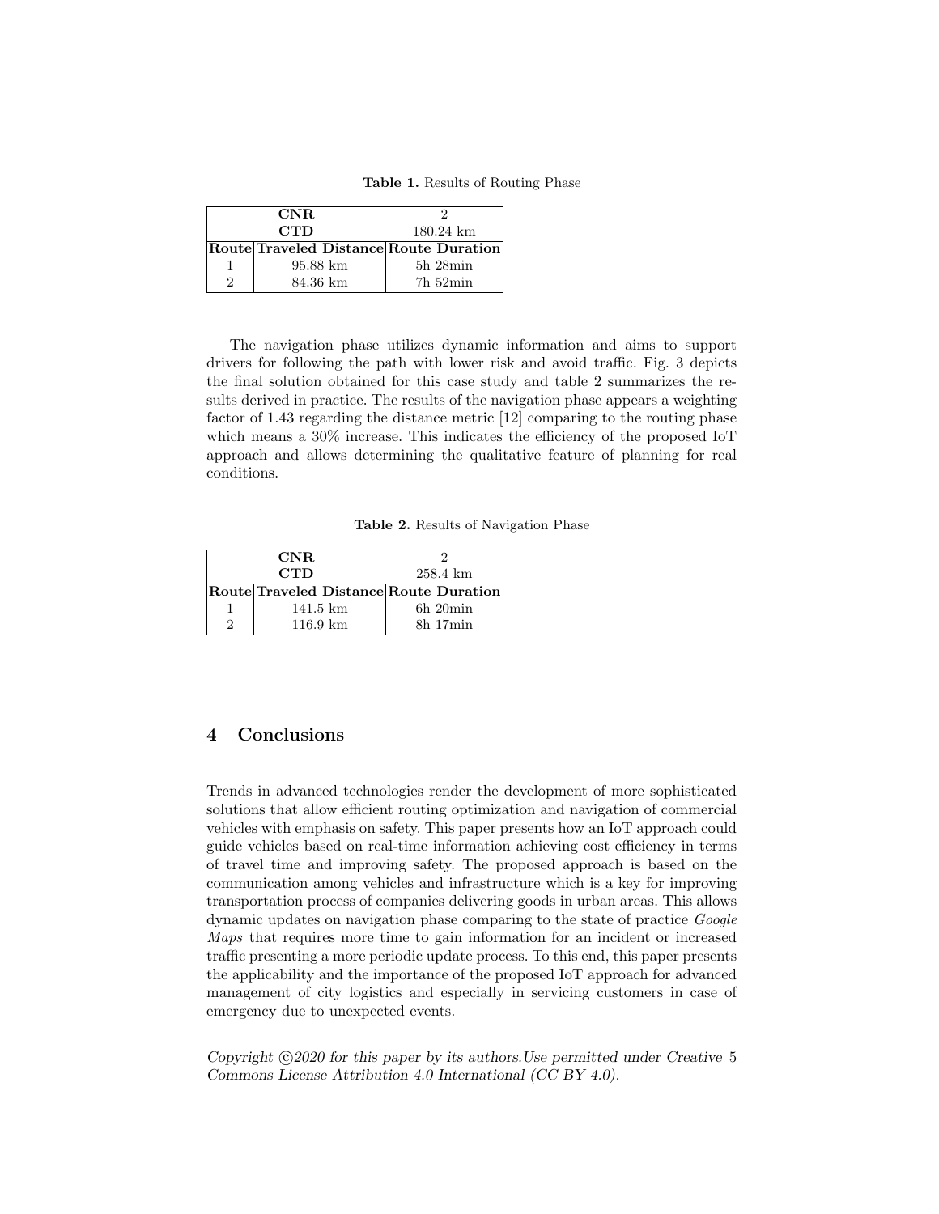**Table 1.** Results of Routing Phase

| CNR | | 2 |
|---|---|---|
| **CTD** | | 180.24 km |
| **Route** | **Traveled Distance** | **Route Duration** |
| 1 | 95.88 km | 5h 28min |
| 2 | 84.36 km | 7h 52min |

The navigation phase utilizes dynamic information and aims to support drivers for following the path with lower risk and avoid traffic. Fig. 3 depicts the final solution obtained for this case study and table 2 summarizes the results derived in practice. The results of the navigation phase appears a weighting factor of 1.43 regarding the distance metric [12] comparing to the routing phase which means a 30% increase. This indicates the efficiency of the proposed IoT approach and allows determining the qualitative feature of planning for real conditions.

**Table 2.** Results of Navigation Phase

| CNR | | 2 |
|---|---|---|
| **CTD** | | 258.4 km |
| **Route** | **Traveled Distance** | **Route Duration** |
| 1 | 141.5 km | 6h 20min |
| 2 | 116.9 km | 8h 17min |

## 4 Conclusions

Trends in advanced technologies render the development of more sophisticated solutions that allow efficient routing optimization and navigation of commercial vehicles with emphasis on safety. This paper presents how an IoT approach could guide vehicles based on real-time information achieving cost efficiency in terms of travel time and improving safety. The proposed approach is based on the communication among vehicles and infrastructure which is a key for improving transportation process of companies delivering goods in urban areas. This allows dynamic updates on navigation phase comparing to the state of practice *Google Maps* that requires more time to gain information for an incident or increased traffic presenting a more periodic update process. To this end, this paper presents the applicability and the importance of the proposed IoT approach for advanced management of city logistics and especially in servicing customers in case of emergency due to unexpected events.

*Copyright ©2020 for this paper by its authors.Use permitted under Creative Commons License Attribution 4.0 International (CC BY 4.0).*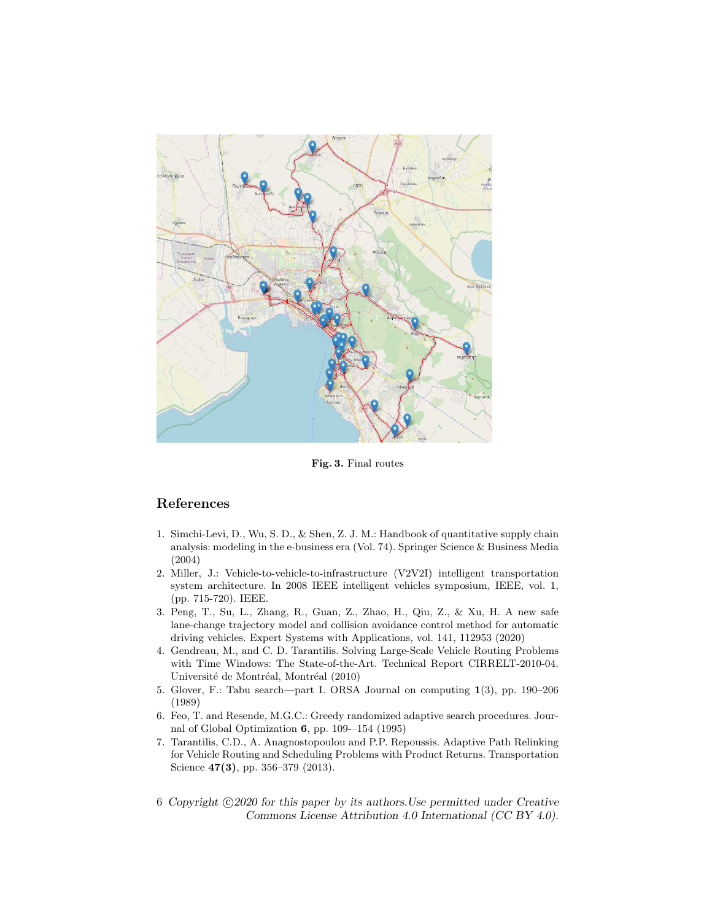Fig. 3. Final routes

## References

1. Simchi-Levi, D., Wu, S. D., & Shen, Z. J. M.: Handbook of quantitative supply chain analysis: modeling in the e-business era (Vol. 74). Springer Science & Business Media (2004)
2. Miller, J.: Vehicle-to-vehicle-to-infrastructure (V2V2I) intelligent transportation system architecture. In 2008 IEEE intelligent vehicles symposium, IEEE, vol. 1, (pp. 715-720). IEEE.
3. Peng, T., Su, L., Zhang, R., Guan, Z., Zhao, H., Qiu, Z., & Xu, H. A new safe lane-change trajectory model and collision avoidance control method for automatic driving vehicles. Expert Systems with Applications, vol. 141, 112953 (2020)
4. Gendreau, M., and C. D. Tarantilis. Solving Large-Scale Vehicle Routing Problems with Time Windows: The State-of-the-Art. Technical Report CIRRELT-2010-04. Université de Montréal, Montréal (2010)
5. Glover, F.: Tabu search—part I. ORSA Journal on computing **1**(3), pp. 190–206 (1989)
6. Feo, T. and Resende, M.G.C.: Greedy randomized adaptive search procedures. Journal of Global Optimization **6**, pp. 109-–154 (1995)
7. Tarantilis, C.D., A. Anagnostopoulou and P.P. Repoussis. Adaptive Path Relinking for Vehicle Routing and Scheduling Problems with Product Returns. Transportation Science **47(3)**, pp. 356–379 (2013).

*Copyright ©2020 for this paper by its authors.Use permitted under Creative Commons License Attribution 4.0 International (CC BY 4.0).*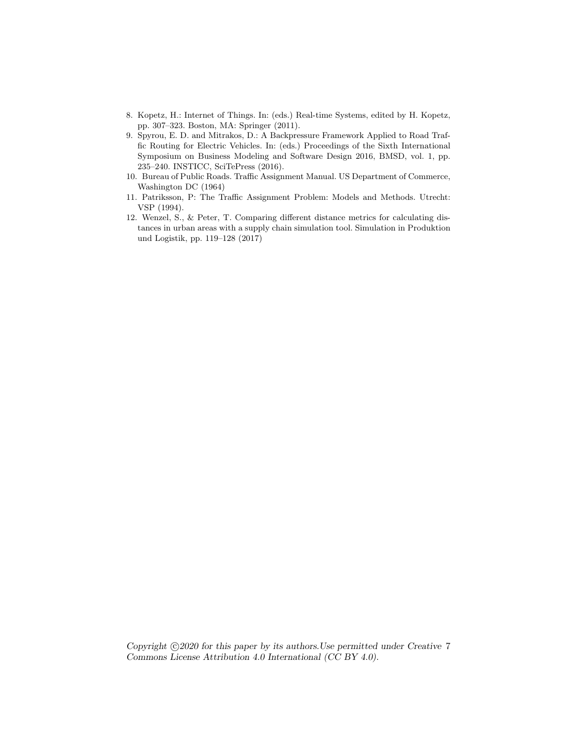8. Kopetz, H.: Internet of Things. In: (eds.) Real-time Systems, edited by H. Kopetz, pp. 307–323. Boston, MA: Springer (2011).
9. Spyrou, E. D. and Mitrakos, D.: A Backpressure Framework Applied to Road Traffic Routing for Electric Vehicles. In: (eds.) Proceedings of the Sixth International Symposium on Business Modeling and Software Design 2016, BMSD, vol. 1, pp. 235–240. INSTICC, SciTePress (2016).
10. Bureau of Public Roads. Traffic Assignment Manual. US Department of Commerce, Washington DC (1964)
11. Patriksson, P: The Traffic Assignment Problem: Models and Methods. Utrecht: VSP (1994).
12. Wenzel, S., & Peter, T. Comparing different distance metrics for calculating distances in urban areas with a supply chain simulation tool. Simulation in Produktion und Logistik, pp. 119–128 (2017)

*Copyright ©2020 for this paper by its authors.Use permitted under Creative Commons License Attribution 4.0 International (CC BY 4.0).*